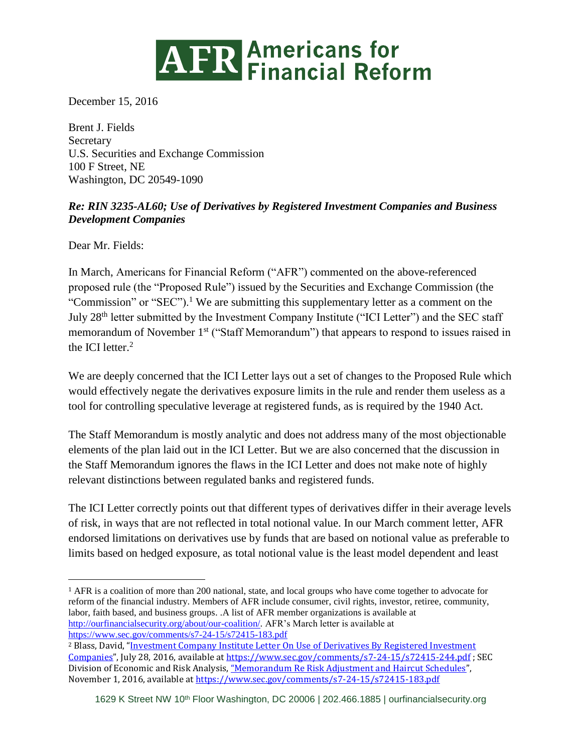# AFR Americans for Financial Reform

December 15, 2016

Brent J. Fields
Secretary
U.S. Securities and Exchange Commission
100 F Street, NE
Washington, DC 20549-1090

***Re: RIN 3235-AL60; Use of Derivatives by Registered Investment Companies and Business Development Companies***

Dear Mr. Fields:

In March, Americans for Financial Reform ("AFR") commented on the above-referenced proposed rule (the "Proposed Rule") issued by the Securities and Exchange Commission (the "Commission" or "SEC").[1] We are submitting this supplementary letter as a comment on the July 28th letter submitted by the Investment Company Institute ("ICI Letter") and the SEC staff memorandum of November 1st ("Staff Memorandum") that appears to respond to issues raised in the ICI letter.[2]

We are deeply concerned that the ICI Letter lays out a set of changes to the Proposed Rule which would effectively negate the derivatives exposure limits in the rule and render them useless as a tool for controlling speculative leverage at registered funds, as is required by the 1940 Act.

The Staff Memorandum is mostly analytic and does not address many of the most objectionable elements of the plan laid out in the ICI Letter. But we are also concerned that the discussion in the Staff Memorandum ignores the flaws in the ICI Letter and does not make note of highly relevant distinctions between regulated banks and registered funds.

The ICI Letter correctly points out that different types of derivatives differ in their average levels of risk, in ways that are not reflected in total notional value. In our March comment letter, AFR endorsed limitations on derivatives use by funds that are based on notional value as preferable to limits based on hedged exposure, as total notional value is the least model dependent and least

---

[1] AFR is a coalition of more than 200 national, state, and local groups who have come together to advocate for reform of the financial industry. Members of AFR include consumer, civil rights, investor, retiree, community, labor, faith based, and business groups. .A list of AFR member organizations is available at http://ourfinancialsecurity.org/about/our-coalition/. AFR's March letter is available at https://www.sec.gov/comments/s7-24-15/s72415-183.pdf

[2] Blass, David, "Investment Company Institute Letter On Use of Derivatives By Registered Investment Companies", July 28, 2016, available at https://www.sec.gov/comments/s7-24-15/s72415-244.pdf ; SEC Division of Economic and Risk Analysis, "Memorandum Re Risk Adjustment and Haircut Schedules", November 1, 2016, available at https://www.sec.gov/comments/s7-24-15/s72415-183.pdf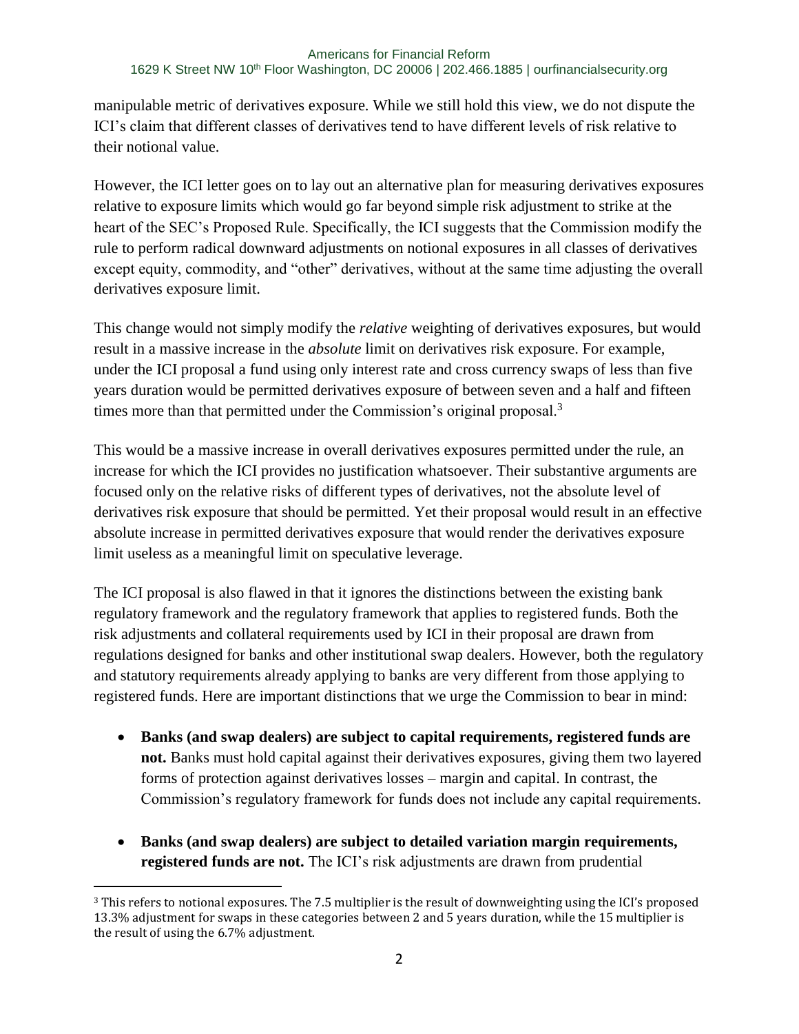manipulable metric of derivatives exposure. While we still hold this view, we do not dispute the ICI's claim that different classes of derivatives tend to have different levels of risk relative to their notional value.

However, the ICI letter goes on to lay out an alternative plan for measuring derivatives exposures relative to exposure limits which would go far beyond simple risk adjustment to strike at the heart of the SEC's Proposed Rule. Specifically, the ICI suggests that the Commission modify the rule to perform radical downward adjustments on notional exposures in all classes of derivatives except equity, commodity, and "other" derivatives, without at the same time adjusting the overall derivatives exposure limit.

This change would not simply modify the *relative* weighting of derivatives exposures, but would result in a massive increase in the *absolute* limit on derivatives risk exposure. For example, under the ICI proposal a fund using only interest rate and cross currency swaps of less than five years duration would be permitted derivatives exposure of between seven and a half and fifteen times more than that permitted under the Commission's original proposal.[3]

This would be a massive increase in overall derivatives exposures permitted under the rule, an increase for which the ICI provides no justification whatsoever. Their substantive arguments are focused only on the relative risks of different types of derivatives, not the absolute level of derivatives risk exposure that should be permitted. Yet their proposal would result in an effective absolute increase in permitted derivatives exposure that would render the derivatives exposure limit useless as a meaningful limit on speculative leverage.

The ICI proposal is also flawed in that it ignores the distinctions between the existing bank regulatory framework and the regulatory framework that applies to registered funds. Both the risk adjustments and collateral requirements used by ICI in their proposal are drawn from regulations designed for banks and other institutional swap dealers. However, both the regulatory and statutory requirements already applying to banks are very different from those applying to registered funds. Here are important distinctions that we urge the Commission to bear in mind:

- **Banks (and swap dealers) are subject to capital requirements, registered funds are not.** Banks must hold capital against their derivatives exposures, giving them two layered forms of protection against derivatives losses – margin and capital. In contrast, the Commission's regulatory framework for funds does not include any capital requirements.

- **Banks (and swap dealers) are subject to detailed variation margin requirements, registered funds are not.** The ICI's risk adjustments are drawn from prudential

[3] This refers to notional exposures. The 7.5 multiplier is the result of downweighting using the ICI's proposed 13.3% adjustment for swaps in these categories between 2 and 5 years duration, while the 15 multiplier is the result of using the 6.7% adjustment.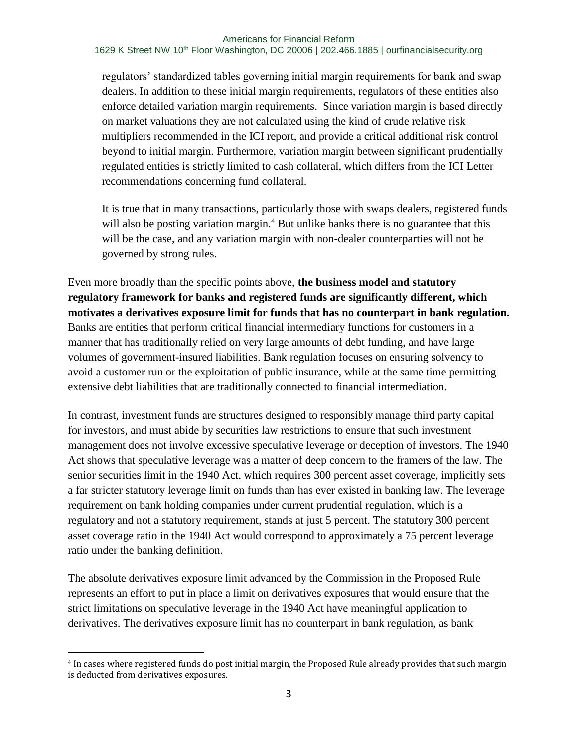regulators' standardized tables governing initial margin requirements for bank and swap dealers. In addition to these initial margin requirements, regulators of these entities also enforce detailed variation margin requirements. Since variation margin is based directly on market valuations they are not calculated using the kind of crude relative risk multipliers recommended in the ICI report, and provide a critical additional risk control beyond to initial margin. Furthermore, variation margin between significant prudentially regulated entities is strictly limited to cash collateral, which differs from the ICI Letter recommendations concerning fund collateral.

> It is true that in many transactions, particularly those with swaps dealers, registered funds will also be posting variation margin.[4] But unlike banks there is no guarantee that this will be the case, and any variation margin with non-dealer counterparties will not be governed by strong rules.

Even more broadly than the specific points above, **the business model and statutory regulatory framework for banks and registered funds are significantly different, which motivates a derivatives exposure limit for funds that has no counterpart in bank regulation.** Banks are entities that perform critical financial intermediary functions for customers in a manner that has traditionally relied on very large amounts of debt funding, and have large volumes of government-insured liabilities. Bank regulation focuses on ensuring solvency to avoid a customer run or the exploitation of public insurance, while at the same time permitting extensive debt liabilities that are traditionally connected to financial intermediation.

In contrast, investment funds are structures designed to responsibly manage third party capital for investors, and must abide by securities law restrictions to ensure that such investment management does not involve excessive speculative leverage or deception of investors. The 1940 Act shows that speculative leverage was a matter of deep concern to the framers of the law. The senior securities limit in the 1940 Act, which requires 300 percent asset coverage, implicitly sets a far stricter statutory leverage limit on funds than has ever existed in banking law. The leverage requirement on bank holding companies under current prudential regulation, which is a regulatory and not a statutory requirement, stands at just 5 percent. The statutory 300 percent asset coverage ratio in the 1940 Act would correspond to approximately a 75 percent leverage ratio under the banking definition.

The absolute derivatives exposure limit advanced by the Commission in the Proposed Rule represents an effort to put in place a limit on derivatives exposures that would ensure that the strict limitations on speculative leverage in the 1940 Act have meaningful application to derivatives. The derivatives exposure limit has no counterpart in bank regulation, as bank

---

[4] In cases where registered funds do post initial margin, the Proposed Rule already provides that such margin is deducted from derivatives exposures.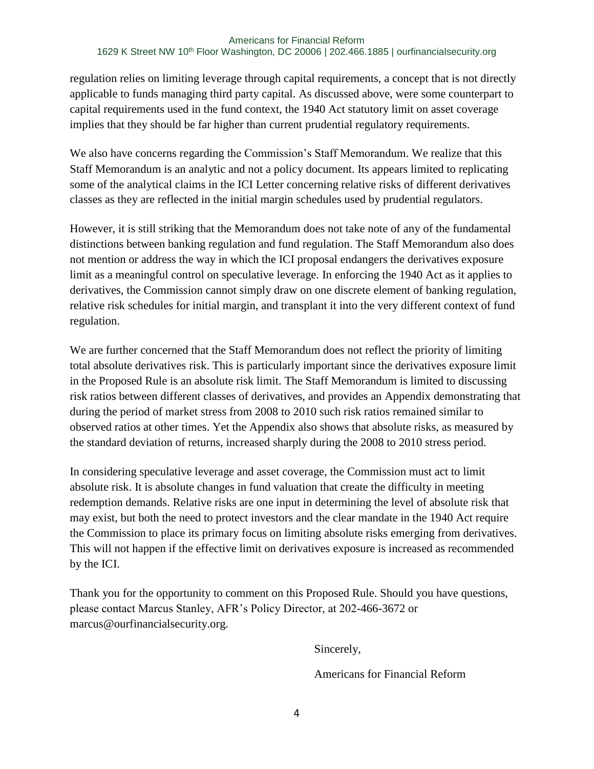regulation relies on limiting leverage through capital requirements, a concept that is not directly applicable to funds managing third party capital. As discussed above, were some counterpart to capital requirements used in the fund context, the 1940 Act statutory limit on asset coverage implies that they should be far higher than current prudential regulatory requirements.

We also have concerns regarding the Commission's Staff Memorandum. We realize that this Staff Memorandum is an analytic and not a policy document. Its appears limited to replicating some of the analytical claims in the ICI Letter concerning relative risks of different derivatives classes as they are reflected in the initial margin schedules used by prudential regulators.

However, it is still striking that the Memorandum does not take note of any of the fundamental distinctions between banking regulation and fund regulation. The Staff Memorandum also does not mention or address the way in which the ICI proposal endangers the derivatives exposure limit as a meaningful control on speculative leverage. In enforcing the 1940 Act as it applies to derivatives, the Commission cannot simply draw on one discrete element of banking regulation, relative risk schedules for initial margin, and transplant it into the very different context of fund regulation.

We are further concerned that the Staff Memorandum does not reflect the priority of limiting total absolute derivatives risk. This is particularly important since the derivatives exposure limit in the Proposed Rule is an absolute risk limit. The Staff Memorandum is limited to discussing risk ratios between different classes of derivatives, and provides an Appendix demonstrating that during the period of market stress from 2008 to 2010 such risk ratios remained similar to observed ratios at other times. Yet the Appendix also shows that absolute risks, as measured by the standard deviation of returns, increased sharply during the 2008 to 2010 stress period.

In considering speculative leverage and asset coverage, the Commission must act to limit absolute risk. It is absolute changes in fund valuation that create the difficulty in meeting redemption demands. Relative risks are one input in determining the level of absolute risk that may exist, but both the need to protect investors and the clear mandate in the 1940 Act require the Commission to place its primary focus on limiting absolute risks emerging from derivatives. This will not happen if the effective limit on derivatives exposure is increased as recommended by the ICI.

Thank you for the opportunity to comment on this Proposed Rule. Should you have questions, please contact Marcus Stanley, AFR's Policy Director, at 202-466-3672 or marcus@ourfinancialsecurity.org.

Sincerely,

Americans for Financial Reform